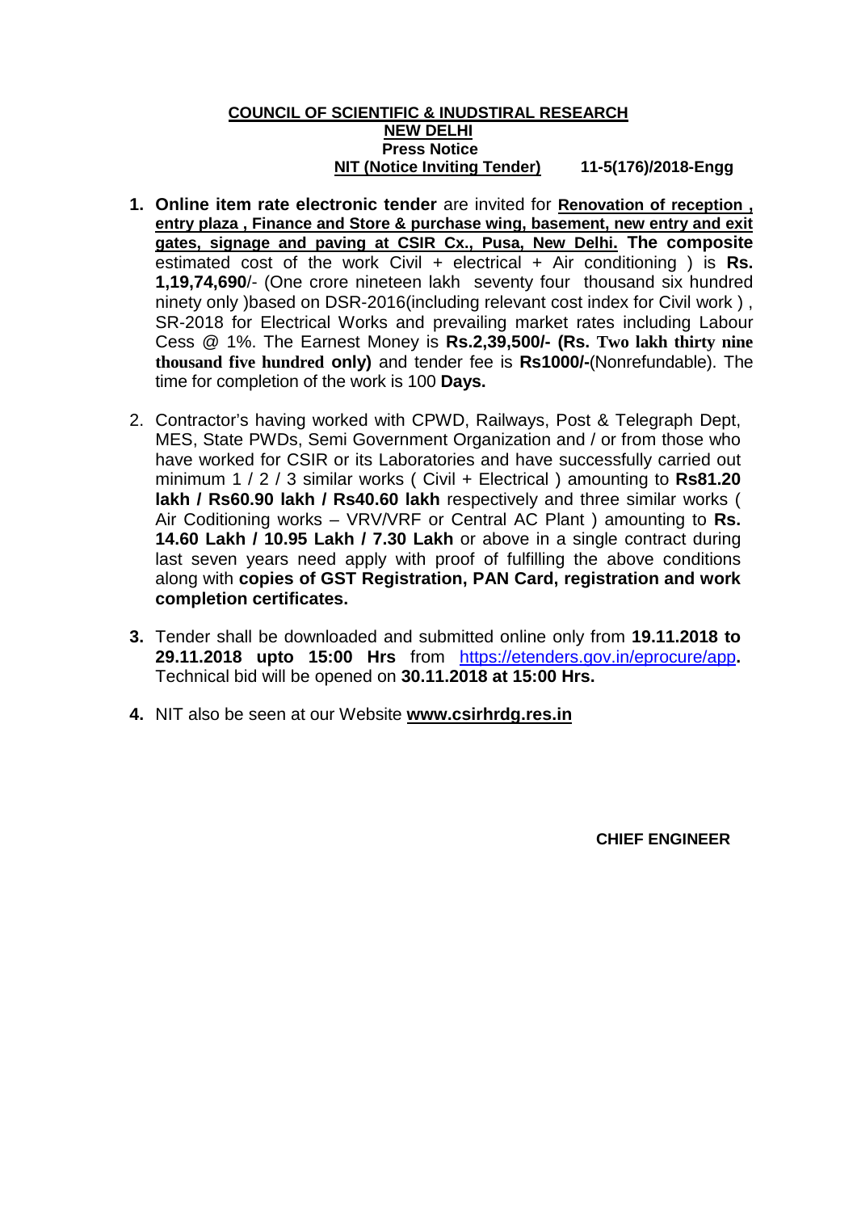**COUNCIL OF SCIENTIFIC & INUDSTIRAL RESEARCH**
**NEW DELHI**
**Press Notice**
**NIT (Notice Inviting Tender) 11-5(176)/2018-Engg**

1. **Online item rate electronic tender** are invited for **Renovation of reception , entry plaza , Finance and Store & purchase wing, basement, new entry and exit gates, signage and paving at CSIR Cx., Pusa, New Delhi. The composite** estimated cost of the work Civil + electrical + Air conditioning ) is **Rs. 1,19,74,690**/- (One crore nineteen lakh seventy four thousand six hundred ninety only )based on DSR-2016(including relevant cost index for Civil work ) , SR-2018 for Electrical Works and prevailing market rates including Labour Cess @ 1%. The Earnest Money is **Rs.2,39,500/- (Rs. Two lakh thirty nine thousand five hundred only)** and tender fee is **Rs1000/-**(Nonrefundable). The time for completion of the work is 100 **Days.**

2. Contractor's having worked with CPWD, Railways, Post & Telegraph Dept, MES, State PWDs, Semi Government Organization and / or from those who have worked for CSIR or its Laboratories and have successfully carried out minimum 1 / 2 / 3 similar works ( Civil + Electrical ) amounting to **Rs81.20 lakh / Rs60.90 lakh / Rs40.60 lakh** respectively and three similar works ( Air Coditioning works – VRV/VRF or Central AC Plant ) amounting to **Rs. 14.60 Lakh / 10.95 Lakh / 7.30 Lakh** or above in a single contract during last seven years need apply with proof of fulfilling the above conditions along with **copies of GST Registration, PAN Card, registration and work completion certificates.**

3. Tender shall be downloaded and submitted online only from **19.11.2018 to 29.11.2018 upto 15:00 Hrs** from https://etenders.gov.in/eprocure/app**.** Technical bid will be opened on **30.11.2018 at 15:00 Hrs.**

4. NIT also be seen at our Website **www.csirhrdg.res.in**

**CHIEF ENGINEER**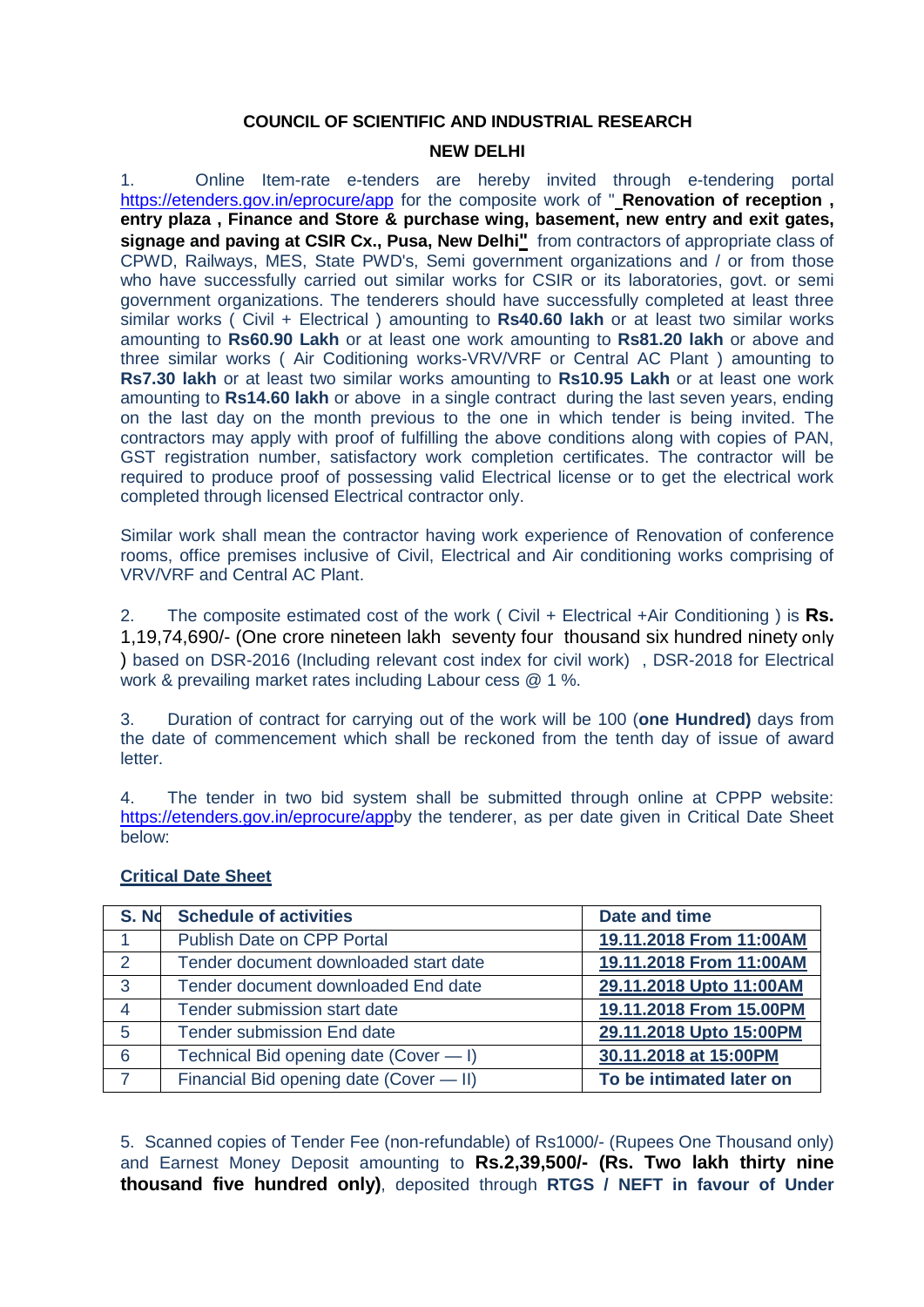**COUNCIL OF SCIENTIFIC AND INDUSTRIAL RESEARCH**

**NEW DELHI**

1. Online Item-rate e-tenders are hereby invited through e-tendering portal https://etenders.gov.in/eprocure/app for the composite work of " **Renovation of reception , entry plaza , Finance and Store & purchase wing, basement, new entry and exit gates, signage and paving at CSIR Cx., Pusa, New Delhi"** from contractors of appropriate class of CPWD, Railways, MES, State PWD's, Semi government organizations and / or from those who have successfully carried out similar works for CSIR or its laboratories, govt. or semi government organizations. The tenderers should have successfully completed at least three similar works ( Civil + Electrical ) amounting to **Rs40.60 lakh** or at least two similar works amounting to **Rs60.90 Lakh** or at least one work amounting to **Rs81.20 lakh** or above and three similar works ( Air Coditioning works-VRV/VRF or Central AC Plant ) amounting to **Rs7.30 lakh** or at least two similar works amounting to **Rs10.95 Lakh** or at least one work amounting to **Rs14.60 lakh** or above in a single contract during the last seven years, ending on the last day on the month previous to the one in which tender is being invited. The contractors may apply with proof of fulfilling the above conditions along with copies of PAN, GST registration number, satisfactory work completion certificates. The contractor will be required to produce proof of possessing valid Electrical license or to get the electrical work completed through licensed Electrical contractor only.

Similar work shall mean the contractor having work experience of Renovation of conference rooms, office premises inclusive of Civil, Electrical and Air conditioning works comprising of VRV/VRF and Central AC Plant.

2. The composite estimated cost of the work ( Civil + Electrical +Air Conditioning ) is **Rs.** 1,19,74,690/- (One crore nineteen lakh seventy four thousand six hundred ninety only ) based on DSR-2016 (Including relevant cost index for civil work) , DSR-2018 for Electrical work & prevailing market rates including Labour cess @ 1 %.

3. Duration of contract for carrying out of the work will be 100 (**one Hundred)** days from the date of commencement which shall be reckoned from the tenth day of issue of award letter.

4. The tender in two bid system shall be submitted through online at CPPP website: https://etenders.gov.in/eprocure/appby the tenderer, as per date given in Critical Date Sheet below:

**Critical Date Sheet**

| S. No | Schedule of activities | Date and time |
|---|---|---|
| 1 | Publish Date on CPP Portal | **19.11.2018 From 11:00AM** |
| 2 | Tender document downloaded start date | **19.11.2018 From 11:00AM** |
| 3 | Tender document downloaded End date | **29.11.2018 Upto 11:00AM** |
| 4 | Tender submission start date | **19.11.2018 From 15.00PM** |
| 5 | Tender submission End date | **29.11.2018 Upto 15:00PM** |
| 6 | Technical Bid opening date (Cover — I) | **30.11.2018 at 15:00PM** |
| 7 | Financial Bid opening date (Cover — II) | **To be intimated later on** |

5. Scanned copies of Tender Fee (non-refundable) of Rs1000/- (Rupees One Thousand only) and Earnest Money Deposit amounting to **Rs.2,39,500/- (Rs. Two lakh thirty nine thousand five hundred only)**, deposited through **RTGS / NEFT in favour of Under**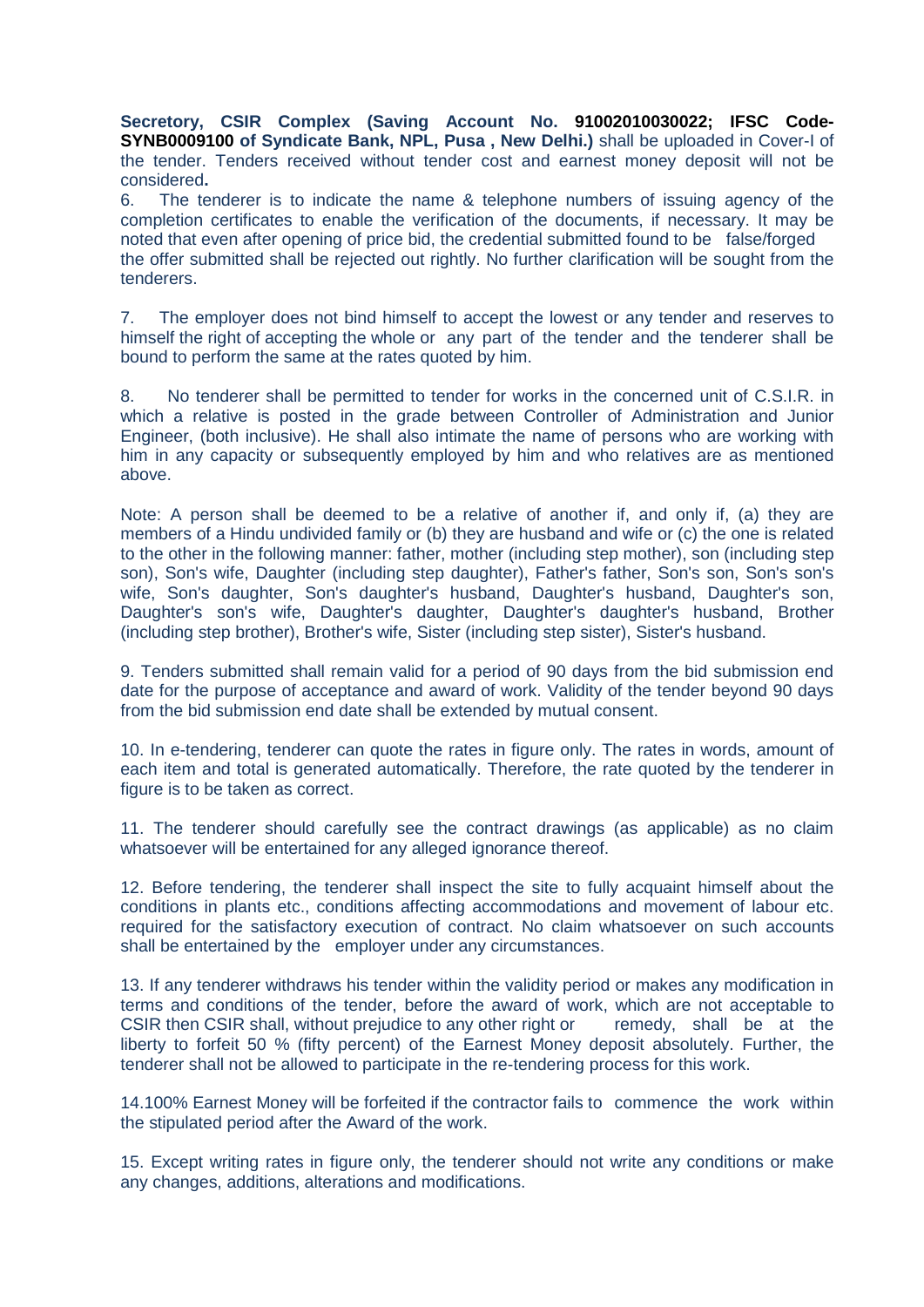**Secretory, CSIR Complex (Saving Account No. 91002010030022; IFSC Code-SYNB0009100 of Syndicate Bank, NPL, Pusa , New Delhi.)** shall be uploaded in Cover-I of the tender. Tenders received without tender cost and earnest money deposit will not be considered**.**

6. The tenderer is to indicate the name & telephone numbers of issuing agency of the completion certificates to enable the verification of the documents, if necessary. It may be noted that even after opening of price bid, the credential submitted found to be false/forged the offer submitted shall be rejected out rightly. No further clarification will be sought from the tenderers.

7. The employer does not bind himself to accept the lowest or any tender and reserves to himself the right of accepting the whole or any part of the tender and the tenderer shall be bound to perform the same at the rates quoted by him.

8. No tenderer shall be permitted to tender for works in the concerned unit of C.S.I.R. in which a relative is posted in the grade between Controller of Administration and Junior Engineer, (both inclusive). He shall also intimate the name of persons who are working with him in any capacity or subsequently employed by him and who relatives are as mentioned above.

Note: A person shall be deemed to be a relative of another if, and only if, (a) they are members of a Hindu undivided family or (b) they are husband and wife or (c) the one is related to the other in the following manner: father, mother (including step mother), son (including step son), Son's wife, Daughter (including step daughter), Father's father, Son's son, Son's son's wife, Son's daughter, Son's daughter's husband, Daughter's husband, Daughter's son, Daughter's son's wife, Daughter's daughter, Daughter's daughter's husband, Brother (including step brother), Brother's wife, Sister (including step sister), Sister's husband.

9. Tenders submitted shall remain valid for a period of 90 days from the bid submission end date for the purpose of acceptance and award of work. Validity of the tender beyond 90 days from the bid submission end date shall be extended by mutual consent.

10. In e-tendering, tenderer can quote the rates in figure only. The rates in words, amount of each item and total is generated automatically. Therefore, the rate quoted by the tenderer in figure is to be taken as correct.

11. The tenderer should carefully see the contract drawings (as applicable) as no claim whatsoever will be entertained for any alleged ignorance thereof.

12. Before tendering, the tenderer shall inspect the site to fully acquaint himself about the conditions in plants etc., conditions affecting accommodations and movement of labour etc. required for the satisfactory execution of contract. No claim whatsoever on such accounts shall be entertained by the employer under any circumstances.

13. If any tenderer withdraws his tender within the validity period or makes any modification in terms and conditions of the tender, before the award of work, which are not acceptable to CSIR then CSIR shall, without prejudice to any other right or remedy, shall be at the liberty to forfeit 50 % (fifty percent) of the Earnest Money deposit absolutely. Further, the tenderer shall not be allowed to participate in the re-tendering process for this work.

14.100% Earnest Money will be forfeited if the contractor fails to commence the work within the stipulated period after the Award of the work.

15. Except writing rates in figure only, the tenderer should not write any conditions or make any changes, additions, alterations and modifications.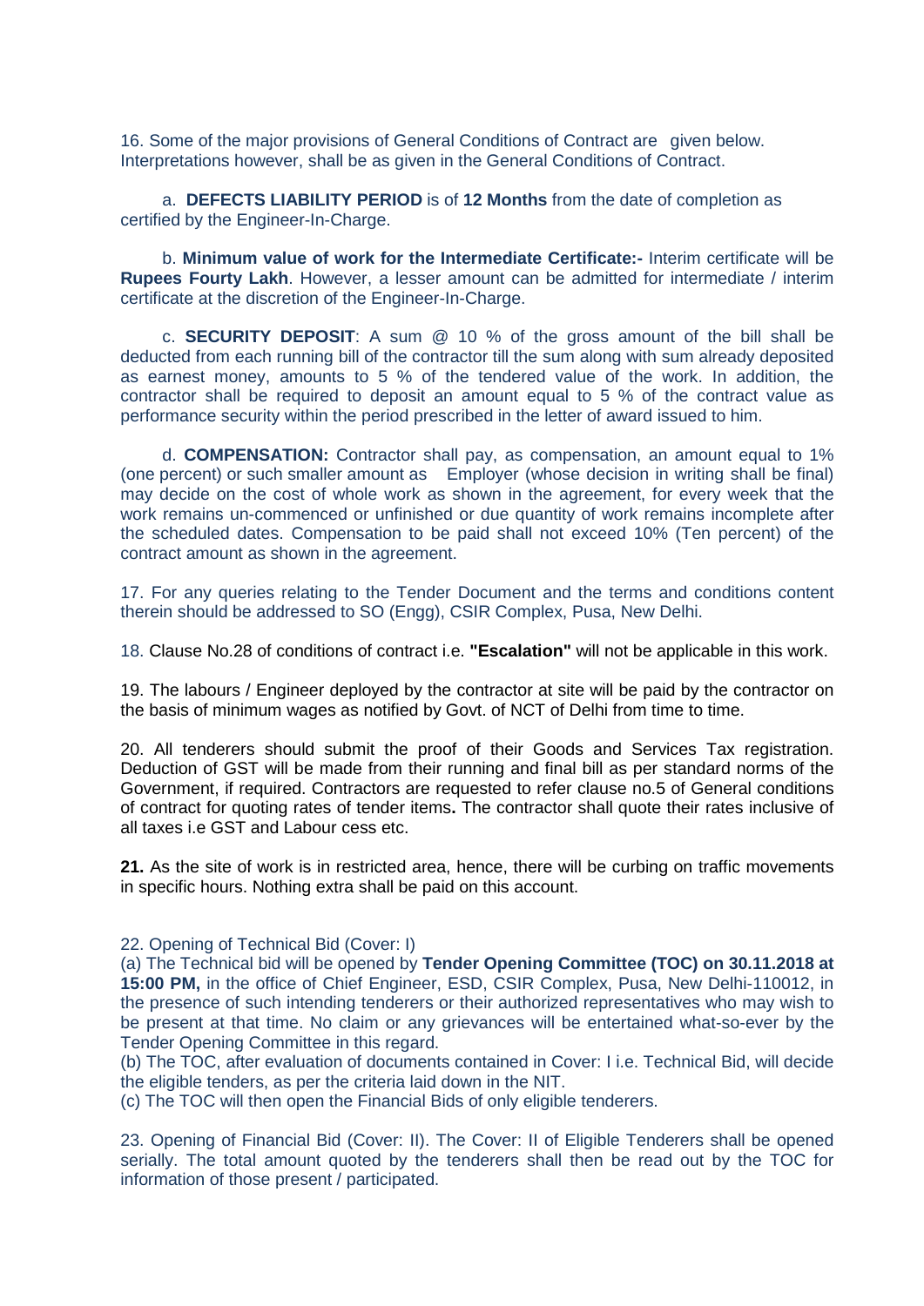16. Some of the major provisions of General Conditions of Contract are given below. Interpretations however, shall be as given in the General Conditions of Contract.

a. **DEFECTS LIABILITY PERIOD** is of **12 Months** from the date of completion as certified by the Engineer-In-Charge.

b. **Minimum value of work for the Intermediate Certificate:-** Interim certificate will be **Rupees Fourty Lakh**. However, a lesser amount can be admitted for intermediate / interim certificate at the discretion of the Engineer-In-Charge.

c. **SECURITY DEPOSIT**: A sum @ 10 % of the gross amount of the bill shall be deducted from each running bill of the contractor till the sum along with sum already deposited as earnest money, amounts to 5 % of the tendered value of the work. In addition, the contractor shall be required to deposit an amount equal to 5 % of the contract value as performance security within the period prescribed in the letter of award issued to him.

d. **COMPENSATION:** Contractor shall pay, as compensation, an amount equal to 1% (one percent) or such smaller amount as Employer (whose decision in writing shall be final) may decide on the cost of whole work as shown in the agreement, for every week that the work remains un-commenced or unfinished or due quantity of work remains incomplete after the scheduled dates. Compensation to be paid shall not exceed 10% (Ten percent) of the contract amount as shown in the agreement.

17. For any queries relating to the Tender Document and the terms and conditions content therein should be addressed to SO (Engg), CSIR Complex, Pusa, New Delhi.

18. Clause No.28 of conditions of contract i.e. **"Escalation"** will not be applicable in this work.

19. The labours / Engineer deployed by the contractor at site will be paid by the contractor on the basis of minimum wages as notified by Govt. of NCT of Delhi from time to time.

20. All tenderers should submit the proof of their Goods and Services Tax registration. Deduction of GST will be made from their running and final bill as per standard norms of the Government, if required. Contractors are requested to refer clause no.5 of General conditions of contract for quoting rates of tender items**.** The contractor shall quote their rates inclusive of all taxes i.e GST and Labour cess etc.

**21.** As the site of work is in restricted area, hence, there will be curbing on traffic movements in specific hours. Nothing extra shall be paid on this account.

22. Opening of Technical Bid (Cover: I)

(a) The Technical bid will be opened by **Tender Opening Committee (TOC) on 30.11.2018 at 15:00 PM,** in the office of Chief Engineer, ESD, CSIR Complex, Pusa, New Delhi-110012, in the presence of such intending tenderers or their authorized representatives who may wish to be present at that time. No claim or any grievances will be entertained what-so-ever by the Tender Opening Committee in this regard.

(b) The TOC, after evaluation of documents contained in Cover: I i.e. Technical Bid, will decide the eligible tenders, as per the criteria laid down in the NIT.

(c) The TOC will then open the Financial Bids of only eligible tenderers.

23. Opening of Financial Bid (Cover: II). The Cover: II of Eligible Tenderers shall be opened serially. The total amount quoted by the tenderers shall then be read out by the TOC for information of those present / participated.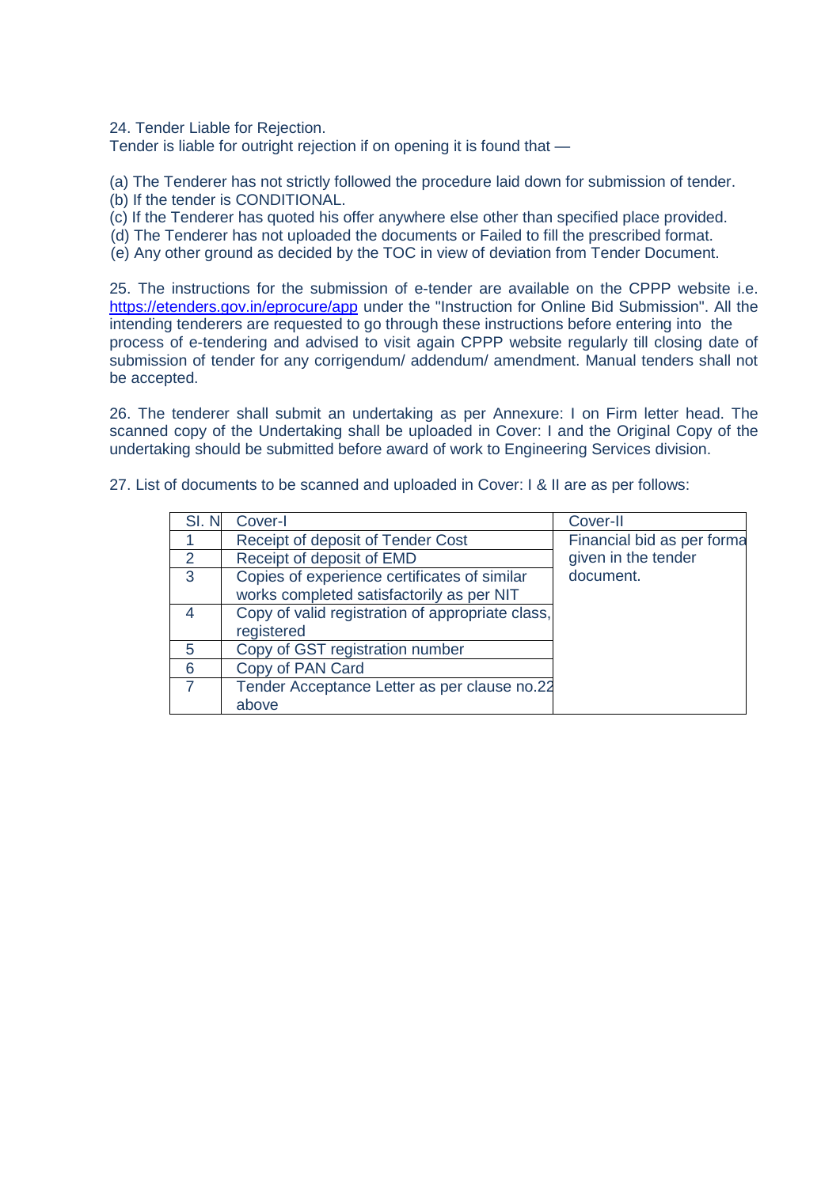24. Tender Liable for Rejection.
Tender is liable for outright rejection if on opening it is found that —

(a) The Tenderer has not strictly followed the procedure laid down for submission of tender.
(b) If the tender is CONDITIONAL.
(c) If the Tenderer has quoted his offer anywhere else other than specified place provided.
(d) The Tenderer has not uploaded the documents or Failed to fill the prescribed format.
(e) Any other ground as decided by the TOC in view of deviation from Tender Document.

25. The instructions for the submission of e-tender are available on the CPPP website i.e. https://etenders.gov.in/eprocure/app under the "Instruction for Online Bid Submission". All the intending tenderers are requested to go through these instructions before entering into the process of e-tendering and advised to visit again CPPP website regularly till closing date of submission of tender for any corrigendum/ addendum/ amendment. Manual tenders shall not be accepted.

26. The tenderer shall submit an undertaking as per Annexure: I on Firm letter head. The scanned copy of the Undertaking shall be uploaded in Cover: I and the Original Copy of the undertaking should be submitted before award of work to Engineering Services division.

27. List of documents to be scanned and uploaded in Cover: I & II are as per follows:

| Sl. N | Cover-I | Cover-II |
|---|---|---|
| 1 | Receipt of deposit of Tender Cost | Financial bid as per forma given in the tender document. |
| 2 | Receipt of deposit of EMD | |
| 3 | Copies of experience certificates of similar works completed satisfactorily as per NIT | |
| 4 | Copy of valid registration of appropriate class, registered | |
| 5 | Copy of GST registration number | |
| 6 | Copy of PAN Card | |
| 7 | Tender Acceptance Letter as per clause no.22 above | |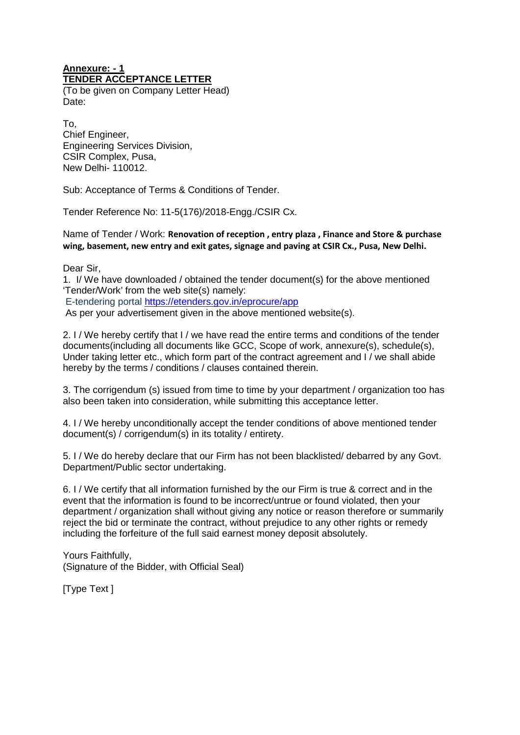**Annexure: - 1**
**TENDER ACCEPTANCE LETTER**

(To be given on Company Letter Head)
Date:

To,
Chief Engineer,
Engineering Services Division,
CSIR Complex, Pusa,
New Delhi- 110012.

Sub: Acceptance of Terms & Conditions of Tender.

Tender Reference No: 11-5(176)/2018-Engg./CSIR Cx.

Name of Tender / Work: **Renovation of reception , entry plaza , Finance and Store & purchase wing, basement, new entry and exit gates, signage and paving at CSIR Cx., Pusa, New Delhi.**

Dear Sir,

1. I/ We have downloaded / obtained the tender document(s) for the above mentioned 'Tender/Work' from the web site(s) namely:
E-tendering portal https://etenders.gov.in/eprocure/app
As per your advertisement given in the above mentioned website(s).

2. I / We hereby certify that I / we have read the entire terms and conditions of the tender documents(including all documents like GCC, Scope of work, annexure(s), schedule(s), Under taking letter etc., which form part of the contract agreement and I / we shall abide hereby by the terms / conditions / clauses contained therein.

3. The corrigendum (s) issued from time to time by your department / organization too has also been taken into consideration, while submitting this acceptance letter.

4. I / We hereby unconditionally accept the tender conditions of above mentioned tender document(s) / corrigendum(s) in its totality / entirety.

5. I / We do hereby declare that our Firm has not been blacklisted/ debarred by any Govt. Department/Public sector undertaking.

6. I / We certify that all information furnished by the our Firm is true & correct and in the event that the information is found to be incorrect/untrue or found violated, then your department / organization shall without giving any notice or reason therefore or summarily reject the bid or terminate the contract, without prejudice to any other rights or remedy including the forfeiture of the full said earnest money deposit absolutely.

Yours Faithfully,
(Signature of the Bidder, with Official Seal)

[Type Text ]